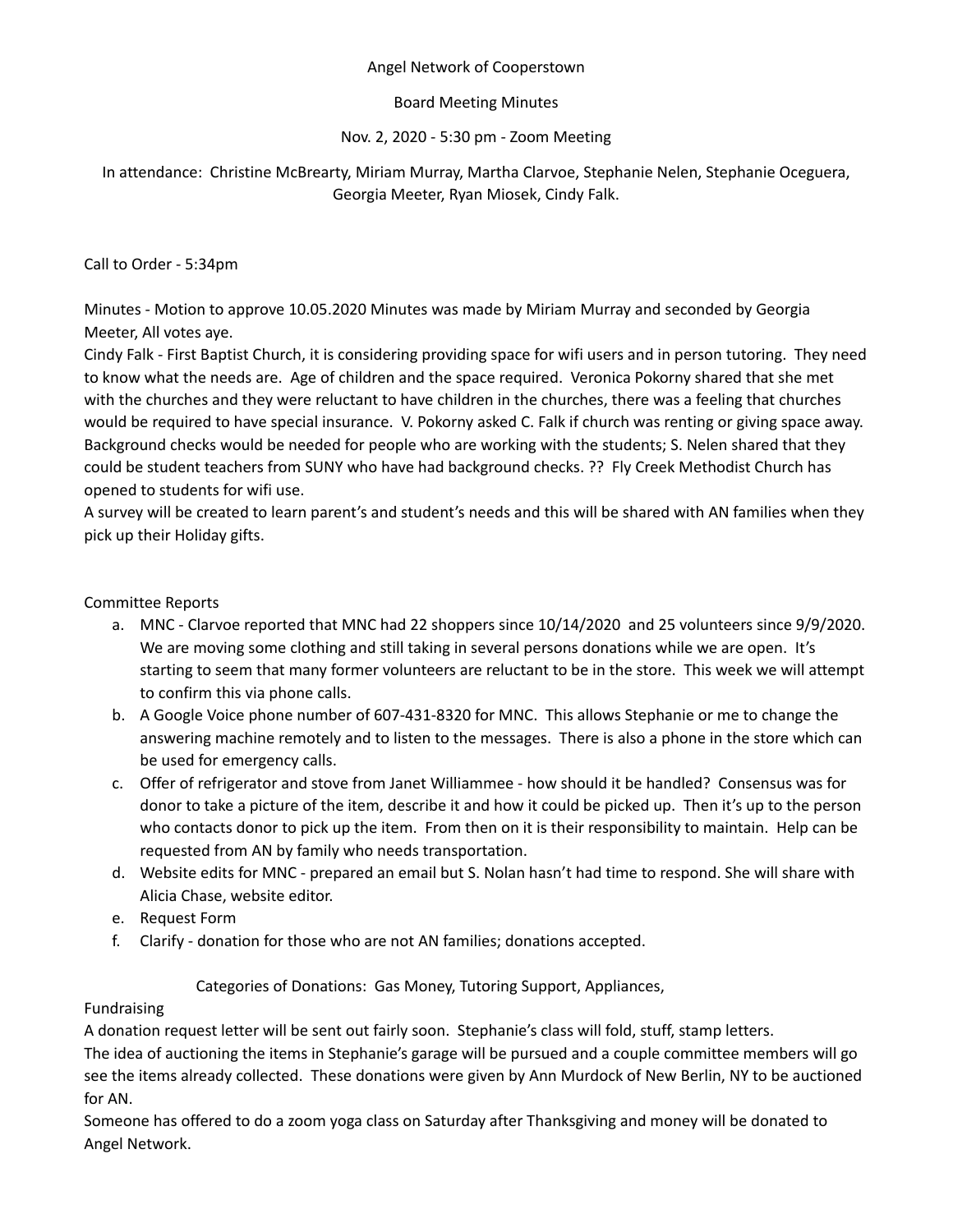Angel Network of Cooperstown

Board Meeting Minutes

Nov. 2, 2020 - 5:30 pm - Zoom Meeting

In attendance: Christine McBrearty, Miriam Murray, Martha Clarvoe, Stephanie Nelen, Stephanie Oceguera, Georgia Meeter, Ryan Miosek, Cindy Falk.

Call to Order - 5:34pm

Minutes - Motion to approve 10.05.2020 Minutes was made by Miriam Murray and seconded by Georgia Meeter, All votes aye.

Cindy Falk - First Baptist Church, it is considering providing space for wifi users and in person tutoring. They need to know what the needs are. Age of children and the space required. Veronica Pokorny shared that she met with the churches and they were reluctant to have children in the churches, there was a feeling that churches would be required to have special insurance. V. Pokorny asked C. Falk if church was renting or giving space away. Background checks would be needed for people who are working with the students; S. Nelen shared that they could be student teachers from SUNY who have had background checks. ?? Fly Creek Methodist Church has opened to students for wifi use.

A survey will be created to learn parent's and student's needs and this will be shared with AN families when they pick up their Holiday gifts.

Committee Reports

a. MNC - Clarvoe reported that MNC had 22 shoppers since 10/14/2020 and 25 volunteers since 9/9/2020. We are moving some clothing and still taking in several persons donations while we are open. It's starting to seem that many former volunteers are reluctant to be in the store. This week we will attempt to confirm this via phone calls.
b. A Google Voice phone number of 607-431-8320 for MNC. This allows Stephanie or me to change the answering machine remotely and to listen to the messages. There is also a phone in the store which can be used for emergency calls.
c. Offer of refrigerator and stove from Janet Williammee - how should it be handled? Consensus was for donor to take a picture of the item, describe it and how it could be picked up. Then it's up to the person who contacts donor to pick up the item. From then on it is their responsibility to maintain. Help can be requested from AN by family who needs transportation.
d. Website edits for MNC - prepared an email but S. Nolan hasn't had time to respond. She will share with Alicia Chase, website editor.
e. Request Form
f. Clarify - donation for those who are not AN families; donations accepted.

Categories of Donations: Gas Money, Tutoring Support, Appliances,

Fundraising

A donation request letter will be sent out fairly soon. Stephanie's class will fold, stuff, stamp letters.

The idea of auctioning the items in Stephanie's garage will be pursued and a couple committee members will go see the items already collected. These donations were given by Ann Murdock of New Berlin, NY to be auctioned for AN.

Someone has offered to do a zoom yoga class on Saturday after Thanksgiving and money will be donated to Angel Network.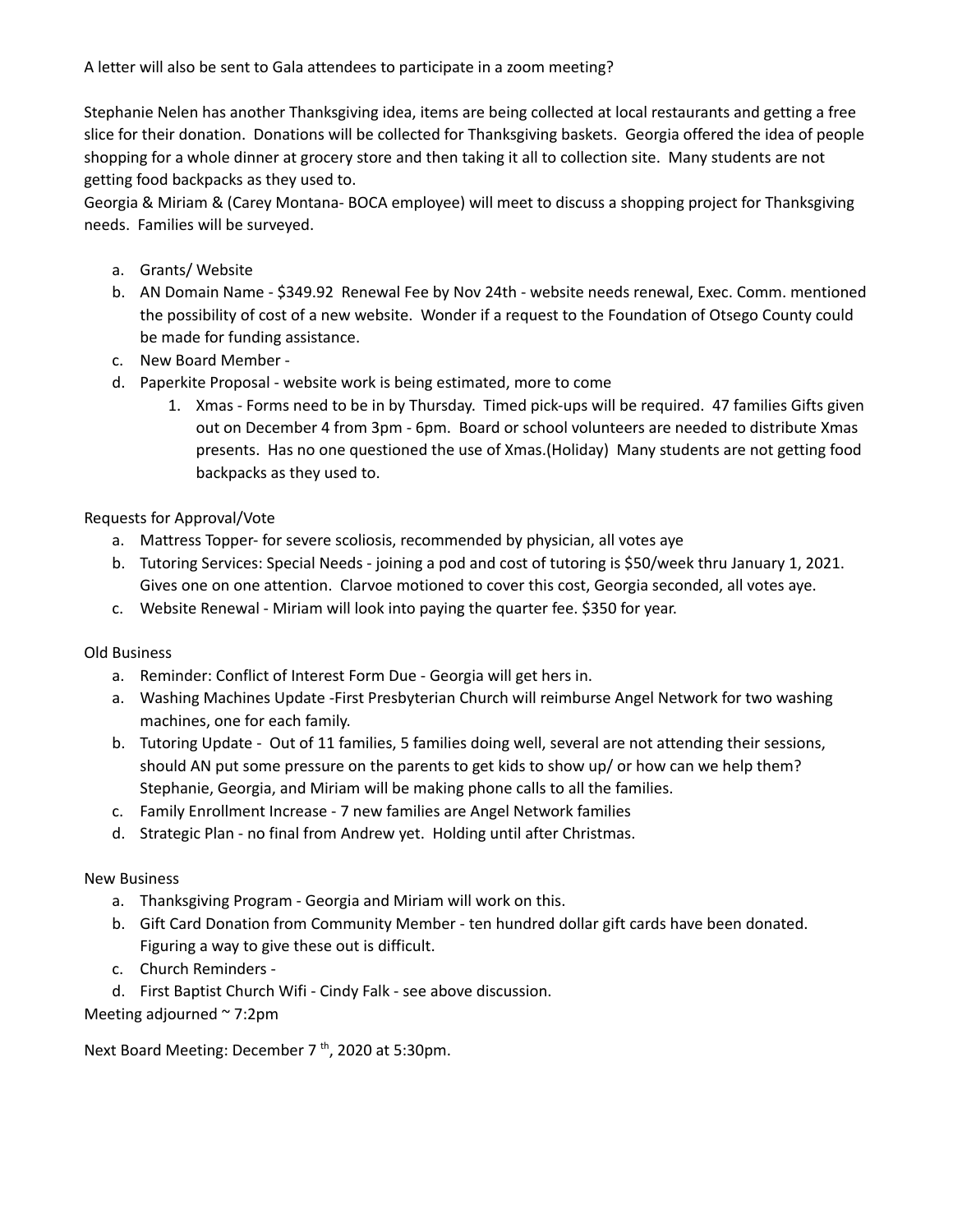A letter will also be sent to Gala attendees to participate in a zoom meeting?

Stephanie Nelen has another Thanksgiving idea, items are being collected at local restaurants and getting a free slice for their donation. Donations will be collected for Thanksgiving baskets. Georgia offered the idea of people shopping for a whole dinner at grocery store and then taking it all to collection site. Many students are not getting food backpacks as they used to.
Georgia & Miriam & (Carey Montana- BOCA employee) will meet to discuss a shopping project for Thanksgiving needs. Families will be surveyed.

a. Grants/ Website
b. AN Domain Name - $349.92 Renewal Fee by Nov 24th - website needs renewal, Exec. Comm. mentioned the possibility of cost of a new website. Wonder if a request to the Foundation of Otsego County could be made for funding assistance.
c. New Board Member -
d. Paperkite Proposal - website work is being estimated, more to come
    1. Xmas - Forms need to be in by Thursday. Timed pick-ups will be required. 47 families Gifts given out on December 4 from 3pm - 6pm. Board or school volunteers are needed to distribute Xmas presents. Has no one questioned the use of Xmas.(Holiday) Many students are not getting food backpacks as they used to.

Requests for Approval/Vote

a. Mattress Topper- for severe scoliosis, recommended by physician, all votes aye
b. Tutoring Services: Special Needs - joining a pod and cost of tutoring is $50/week thru January 1, 2021. Gives one on one attention. Clarvoe motioned to cover this cost, Georgia seconded, all votes aye.
c. Website Renewal - Miriam will look into paying the quarter fee. $350 for year.

Old Business

a. Reminder: Conflict of Interest Form Due - Georgia will get hers in.
a. Washing Machines Update -First Presbyterian Church will reimburse Angel Network for two washing machines, one for each family.
b. Tutoring Update - Out of 11 families, 5 families doing well, several are not attending their sessions, should AN put some pressure on the parents to get kids to show up/ or how can we help them? Stephanie, Georgia, and Miriam will be making phone calls to all the families.
c. Family Enrollment Increase - 7 new families are Angel Network families
d. Strategic Plan - no final from Andrew yet. Holding until after Christmas.

New Business

a. Thanksgiving Program - Georgia and Miriam will work on this.
b. Gift Card Donation from Community Member - ten hundred dollar gift cards have been donated. Figuring a way to give these out is difficult.
c. Church Reminders -
d. First Baptist Church Wifi - Cindy Falk - see above discussion.

Meeting adjourned ~ 7:2pm

Next Board Meeting: December 7th, 2020 at 5:30pm.